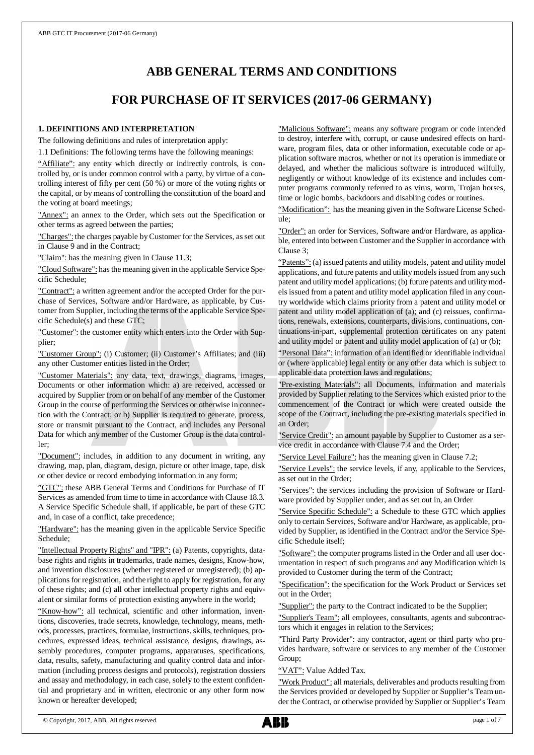# ABB GENERAL TERMS AND CONDITIONS

# FOR PURCHASE OF IT SERVICES (2017-06 GERMANY)

## 1. DEFINITIONS AND INTERPRETATION

The following definitions and rules of interpretation apply:

1.1 Definitions: The following terms have the following meanings:

"Affiliate": any entity which directly or indirectly controls, is controlled by, or is under common control with a party, by virtue of a controlling interest of fifty per cent (50 %) or more of the voting rights or the capital, or by means of controlling the constitution of the board and the voting at board meetings;

"Annex": an annex to the Order, which sets out the Specification or other terms as agreed between the parties;

"Charges": the charges payable by Customer for the Services, as set out in Clause 9 and in the Contract;

"Claim": has the meaning given in Clause 11.3;

"Cloud Software": has the meaning given in the applicable Service Specific Schedule;

"Contract": a written agreement and/or the accepted Order for the purchase of Services, Software and/or Hardware, as applicable, by Customer from Supplier, including the terms of the applicable Service Specific Schedule(s) and these GTC;

"Customer": the customer entity which enters into the Order with Supplier;

"Customer Group": (i) Customer; (ii) Customer's Affiliates; and (iii) any other Customer entities listed in the Order;

"Customer Materials": any data, text, drawings, diagrams, images, Documents or other information which: a) are received, accessed or acquired by Supplier from or on behalf of any member of the Customer Group in the course of performing the Services or otherwise in connection with the Contract; or b) Supplier is required to generate, process, store or transmit pursuant to the Contract, and includes any Personal Data for which any member of the Customer Group is the data controller;

"Document": includes, in addition to any document in writing, any drawing, map, plan, diagram, design, picture or other image, tape, disk or other device or record embodying information in any form;

"GTC": these ABB General Terms and Conditions for Purchase of IT Services as amended from time to time in accordance with Clause 18.3. A Service Specific Schedule shall, if applicable, be part of these GTC and, in case of a conflict, take precedence;

"Hardware": has the meaning given in the applicable Service Specific Schedule;

"Intellectual Property Rights" and "IPR": (a) Patents, copyrights, database rights and rights in trademarks, trade names, designs, Know-how, and invention disclosures (whether registered or unregistered); (b) applications for registration, and the right to apply for registration, for any of these rights; and (c) all other intellectual property rights and equivalent or similar forms of protection existing anywhere in the world;

"Know-how": all technical, scientific and other information, inventions, discoveries, trade secrets, knowledge, technology, means, methods, processes, practices, formulae, instructions, skills, techniques, procedures, expressed ideas, technical assistance, designs, drawings, assembly procedures, computer programs, apparatuses, specifications, data, results, safety, manufacturing and quality control data and information (including process designs and protocols), registration dossiers and assay and methodology, in each case, solely to the extent confidential and proprietary and in written, electronic or any other form now known or hereafter developed;

"Malicious Software": means any software program or code intended to destroy, interfere with, corrupt, or cause undesired effects on hardware, program files, data or other information, executable code or application software macros, whether or not its operation is immediate or delayed, and whether the malicious software is introduced wilfully, negligently or without knowledge of its existence and includes computer programs commonly referred to as virus, worm, Trojan horses, time or logic bombs, backdoors and disabling codes or routines.

"Modification": has the meaning given in the Software License Schedule;

"Order": an order for Services, Software and/or Hardware, as applicable, entered into between Customer and the Supplier in accordance with Clause 3;

"Patents": (a) issued patents and utility models, patent and utility model applications, and future patents and utility models issued from any such patent and utility model applications; (b) future patents and utility models issued from a patent and utility model application filed in any country worldwide which claims priority from a patent and utility model or patent and utility model application of (a); and (c) reissues, confirmations, renewals, extensions, counterparts, divisions, continuations, continuations-in-part, supplemental protection certificates on any patent and utility model or patent and utility model application of (a) or (b);

"Personal Data": information of an identified or identifiable individual or (where applicable) legal entity or any other data which is subject to applicable data protection laws and regulations;

"Pre-existing Materials": all Documents, information and materials provided by Supplier relating to the Services which existed prior to the commencement of the Contract or which were created outside the scope of the Contract, including the pre-existing materials specified in an Order;

"Service Credit": an amount payable by Supplier to Customer as a service credit in accordance with Clause 7.4 and the Order;

"Service Level Failure": has the meaning given in Clause 7.2;

"Service Levels": the service levels, if any, applicable to the Services, as set out in the Order;

"Services": the services including the provision of Software or Hardware provided by Supplier under, and as set out in, an Order

"Service Specific Schedule": a Schedule to these GTC which applies only to certain Services, Software and/or Hardware, as applicable, provided by Supplier, as identified in the Contract and/or the Service Specific Schedule itself;

"Software": the computer programs listed in the Order and all user documentation in respect of such programs and any Modification which is provided to Customer during the term of the Contract;

"Specification": the specification for the Work Product or Services set out in the Order;

"Supplier": the party to the Contract indicated to be the Supplier;

"Supplier's Team": all employees, consultants, agents and subcontractors which it engages in relation to the Services;

"Third Party Provider": any contractor, agent or third party who provides hardware, software or services to any member of the Customer Group;

"VAT": Value Added Tax.

"Work Product": all materials, deliverables and products resulting from the Services provided or developed by Supplier or Supplier's Team under the Contract, or otherwise provided by Supplier or Supplier's Team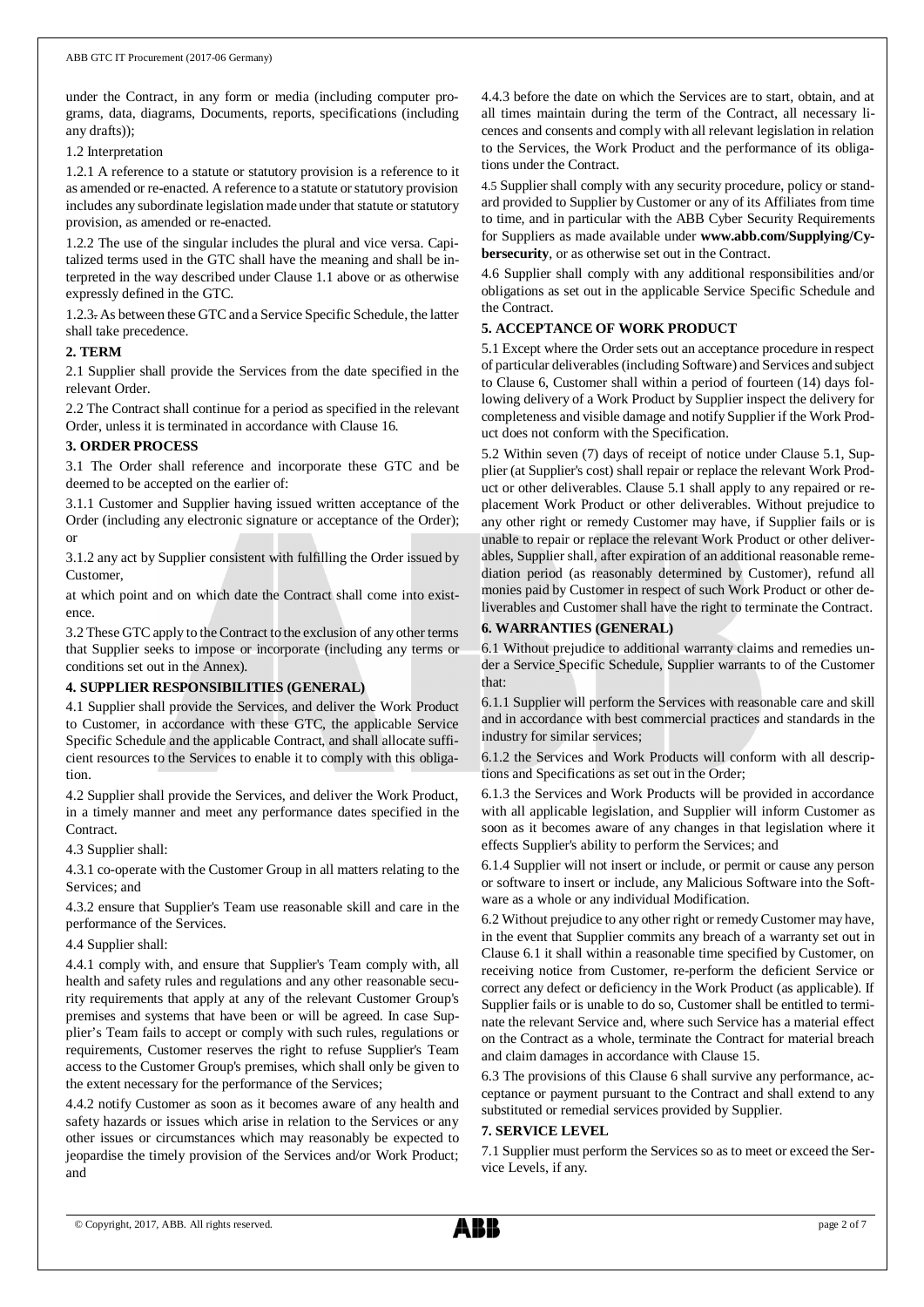under the Contract, in any form or media (including computer programs, data, diagrams, Documents, reports, specifications (including any drafts));

1.2 Interpretation

1.2.1 A reference to a statute or statutory provision is a reference to it as amended or re-enacted. A reference to a statute or statutory provision includes any subordinate legislation made under that statute or statutory provision, as amended or re-enacted.

1.2.2 The use of the singular includes the plural and vice versa. Capitalized terms used in the GTC shall have the meaning and shall be interpreted in the way described under Clause 1.1 above or as otherwise expressly defined in the GTC.

1.2.3. As between these GTC and a Service Specific Schedule, the latter shall take precedence.

**2. TERM**

2.1 Supplier shall provide the Services from the date specified in the relevant Order.

2.2 The Contract shall continue for a period as specified in the relevant Order, unless it is terminated in accordance with Clause 16.

**3. ORDER PROCESS**

3.1 The Order shall reference and incorporate these GTC and be deemed to be accepted on the earlier of:

3.1.1 Customer and Supplier having issued written acceptance of the Order (including any electronic signature or acceptance of the Order); or

3.1.2 any act by Supplier consistent with fulfilling the Order issued by Customer,

at which point and on which date the Contract shall come into existence.

3.2 These GTC apply to the Contract to the exclusion of any other terms that Supplier seeks to impose or incorporate (including any terms or conditions set out in the Annex).

**4. SUPPLIER RESPONSIBILITIES (GENERAL)**

4.1 Supplier shall provide the Services, and deliver the Work Product to Customer, in accordance with these GTC, the applicable Service Specific Schedule and the applicable Contract, and shall allocate sufficient resources to the Services to enable it to comply with this obligation.

4.2 Supplier shall provide the Services, and deliver the Work Product, in a timely manner and meet any performance dates specified in the Contract.

4.3 Supplier shall:

4.3.1 co-operate with the Customer Group in all matters relating to the Services; and

4.3.2 ensure that Supplier's Team use reasonable skill and care in the performance of the Services.

4.4 Supplier shall:

4.4.1 comply with, and ensure that Supplier's Team comply with, all health and safety rules and regulations and any other reasonable security requirements that apply at any of the relevant Customer Group's premises and systems that have been or will be agreed. In case Supplier's Team fails to accept or comply with such rules, regulations or requirements, Customer reserves the right to refuse Supplier's Team access to the Customer Group's premises, which shall only be given to the extent necessary for the performance of the Services;

4.4.2 notify Customer as soon as it becomes aware of any health and safety hazards or issues which arise in relation to the Services or any other issues or circumstances which may reasonably be expected to jeopardise the timely provision of the Services and/or Work Product; and

4.4.3 before the date on which the Services are to start, obtain, and at all times maintain during the term of the Contract, all necessary licences and consents and comply with all relevant legislation in relation to the Services, the Work Product and the performance of its obligations under the Contract.

4.5 Supplier shall comply with any security procedure, policy or standard provided to Supplier by Customer or any of its Affiliates from time to time, and in particular with the ABB Cyber Security Requirements for Suppliers as made available under **www.abb.com/Supplying/Cybersecurity**, or as otherwise set out in the Contract.

4.6 Supplier shall comply with any additional responsibilities and/or obligations as set out in the applicable Service Specific Schedule and the Contract.

**5. ACCEPTANCE OF WORK PRODUCT**

5.1 Except where the Order sets out an acceptance procedure in respect of particular deliverables (including Software) and Services and subject to Clause 6, Customer shall within a period of fourteen (14) days following delivery of a Work Product by Supplier inspect the delivery for completeness and visible damage and notify Supplier if the Work Product does not conform with the Specification.

5.2 Within seven (7) days of receipt of notice under Clause 5.1, Supplier (at Supplier's cost) shall repair or replace the relevant Work Product or other deliverables. Clause 5.1 shall apply to any repaired or replacement Work Product or other deliverables. Without prejudice to any other right or remedy Customer may have, if Supplier fails or is unable to repair or replace the relevant Work Product or other deliverables, Supplier shall, after expiration of an additional reasonable remediation period (as reasonably determined by Customer), refund all monies paid by Customer in respect of such Work Product or other deliverables and Customer shall have the right to terminate the Contract.

**6. WARRANTIES (GENERAL)**

6.1 Without prejudice to additional warranty claims and remedies under a Service Specific Schedule, Supplier warrants to of the Customer that:

6.1.1 Supplier will perform the Services with reasonable care and skill and in accordance with best commercial practices and standards in the industry for similar services;

6.1.2 the Services and Work Products will conform with all descriptions and Specifications as set out in the Order;

6.1.3 the Services and Work Products will be provided in accordance with all applicable legislation, and Supplier will inform Customer as soon as it becomes aware of any changes in that legislation where it effects Supplier's ability to perform the Services; and

6.1.4 Supplier will not insert or include, or permit or cause any person or software to insert or include, any Malicious Software into the Software as a whole or any individual Modification.

6.2 Without prejudice to any other right or remedy Customer may have, in the event that Supplier commits any breach of a warranty set out in Clause 6.1 it shall within a reasonable time specified by Customer, on receiving notice from Customer, re-perform the deficient Service or correct any defect or deficiency in the Work Product (as applicable). If Supplier fails or is unable to do so, Customer shall be entitled to terminate the relevant Service and, where such Service has a material effect on the Contract as a whole, terminate the Contract for material breach and claim damages in accordance with Clause 15.

6.3 The provisions of this Clause 6 shall survive any performance, acceptance or payment pursuant to the Contract and shall extend to any substituted or remedial services provided by Supplier.

**7. SERVICE LEVEL**

7.1 Supplier must perform the Services so as to meet or exceed the Service Levels, if any.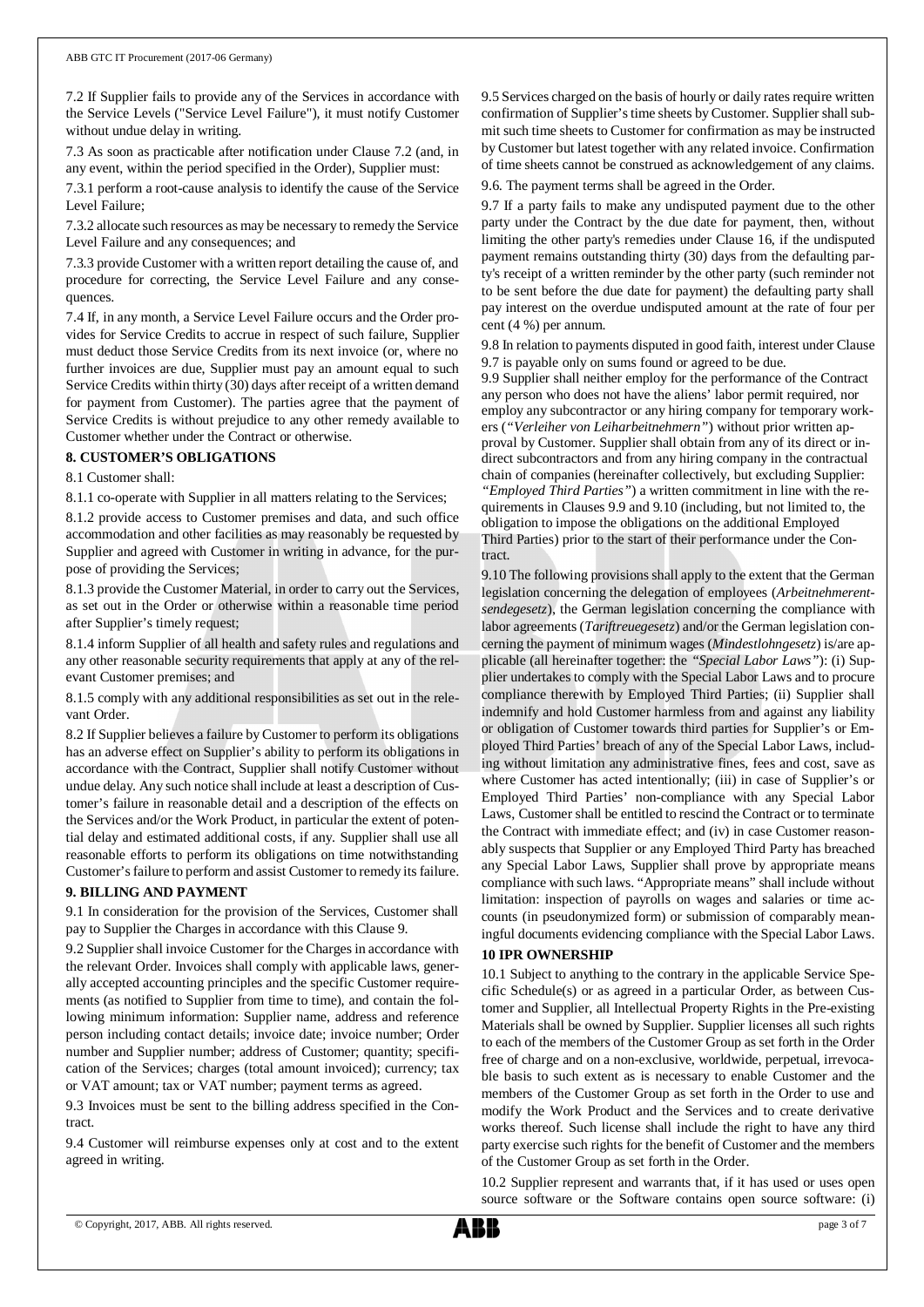7.2 If Supplier fails to provide any of the Services in accordance with the Service Levels ("Service Level Failure"), it must notify Customer without undue delay in writing.

7.3 As soon as practicable after notification under Clause 7.2 (and, in any event, within the period specified in the Order), Supplier must:

7.3.1 perform a root-cause analysis to identify the cause of the Service Level Failure;

7.3.2 allocate such resources as may be necessary to remedy the Service Level Failure and any consequences; and

7.3.3 provide Customer with a written report detailing the cause of, and procedure for correcting, the Service Level Failure and any consequences.

7.4 If, in any month, a Service Level Failure occurs and the Order provides for Service Credits to accrue in respect of such failure, Supplier must deduct those Service Credits from its next invoice (or, where no further invoices are due, Supplier must pay an amount equal to such Service Credits within thirty (30) days after receipt of a written demand for payment from Customer). The parties agree that the payment of Service Credits is without prejudice to any other remedy available to Customer whether under the Contract or otherwise.

**8. CUSTOMER'S OBLIGATIONS**

8.1 Customer shall:

8.1.1 co-operate with Supplier in all matters relating to the Services;

8.1.2 provide access to Customer premises and data, and such office accommodation and other facilities as may reasonably be requested by Supplier and agreed with Customer in writing in advance, for the purpose of providing the Services;

8.1.3 provide the Customer Material, in order to carry out the Services, as set out in the Order or otherwise within a reasonable time period after Supplier's timely request;

8.1.4 inform Supplier of all health and safety rules and regulations and any other reasonable security requirements that apply at any of the relevant Customer premises; and

8.1.5 comply with any additional responsibilities as set out in the relevant Order.

8.2 If Supplier believes a failure by Customer to perform its obligations has an adverse effect on Supplier's ability to perform its obligations in accordance with the Contract, Supplier shall notify Customer without undue delay. Any such notice shall include at least a description of Customer's failure in reasonable detail and a description of the effects on the Services and/or the Work Product, in particular the extent of potential delay and estimated additional costs, if any. Supplier shall use all reasonable efforts to perform its obligations on time notwithstanding Customer's failure to perform and assist Customer to remedy its failure.

**9. BILLING AND PAYMENT**

9.1 In consideration for the provision of the Services, Customer shall pay to Supplier the Charges in accordance with this Clause 9.

9.2 Supplier shall invoice Customer for the Charges in accordance with the relevant Order. Invoices shall comply with applicable laws, generally accepted accounting principles and the specific Customer requirements (as notified to Supplier from time to time), and contain the following minimum information: Supplier name, address and reference person including contact details; invoice date; invoice number; Order number and Supplier number; address of Customer; quantity; specification of the Services; charges (total amount invoiced); currency; tax or VAT amount; tax or VAT number; payment terms as agreed.

9.3 Invoices must be sent to the billing address specified in the Contract.

9.4 Customer will reimburse expenses only at cost and to the extent agreed in writing.

9.5 Services charged on the basis of hourly or daily rates require written confirmation of Supplier's time sheets by Customer. Supplier shall submit such time sheets to Customer for confirmation as may be instructed by Customer but latest together with any related invoice. Confirmation of time sheets cannot be construed as acknowledgement of any claims.

9.6. The payment terms shall be agreed in the Order.

9.7 If a party fails to make any undisputed payment due to the other party under the Contract by the due date for payment, then, without limiting the other party's remedies under Clause 16, if the undisputed payment remains outstanding thirty (30) days from the defaulting party's receipt of a written reminder by the other party (such reminder not to be sent before the due date for payment) the defaulting party shall pay interest on the overdue undisputed amount at the rate of four per cent (4 %) per annum.

9.8 In relation to payments disputed in good faith, interest under Clause 9.7 is payable only on sums found or agreed to be due.

9.9 Supplier shall neither employ for the performance of the Contract any person who does not have the aliens' labor permit required, nor employ any subcontractor or any hiring company for temporary workers (*"Verleiher von Leiharbeitnehmern"*) without prior written approval by Customer. Supplier shall obtain from any of its direct or indirect subcontractors and from any hiring company in the contractual chain of companies (hereinafter collectively, but excluding Supplier: *"Employed Third Parties"*) a written commitment in line with the requirements in Clauses 9.9 and 9.10 (including, but not limited to, the obligation to impose the obligations on the additional Employed Third Parties) prior to the start of their performance under the Contract.

9.10 The following provisions shall apply to the extent that the German legislation concerning the delegation of employees (*Arbeitnehmerentsendegesetz*), the German legislation concerning the compliance with labor agreements (*Tariftreuegesetz*) and/or the German legislation concerning the payment of minimum wages (*Mindestlohngesetz*) is/are applicable (all hereinafter together: the *"Special Labor Laws"*): (i) Supplier undertakes to comply with the Special Labor Laws and to procure compliance therewith by Employed Third Parties; (ii) Supplier shall indemnify and hold Customer harmless from and against any liability or obligation of Customer towards third parties for Supplier's or Employed Third Parties' breach of any of the Special Labor Laws, including without limitation any administrative fines, fees and cost, save as where Customer has acted intentionally; (iii) in case of Supplier's or Employed Third Parties' non-compliance with any Special Labor Laws, Customer shall be entitled to rescind the Contract or to terminate the Contract with immediate effect; and (iv) in case Customer reasonably suspects that Supplier or any Employed Third Party has breached any Special Labor Laws, Supplier shall prove by appropriate means compliance with such laws. "Appropriate means" shall include without limitation: inspection of payrolls on wages and salaries or time accounts (in pseudonymized form) or submission of comparably meaningful documents evidencing compliance with the Special Labor Laws.

**10 IPR OWNERSHIP**

10.1 Subject to anything to the contrary in the applicable Service Specific Schedule(s) or as agreed in a particular Order, as between Customer and Supplier, all Intellectual Property Rights in the Pre-existing Materials shall be owned by Supplier. Supplier licenses all such rights to each of the members of the Customer Group as set forth in the Order free of charge and on a non-exclusive, worldwide, perpetual, irrevocable basis to such extent as is necessary to enable Customer and the members of the Customer Group as set forth in the Order to use and modify the Work Product and the Services and to create derivative works thereof. Such license shall include the right to have any third party exercise such rights for the benefit of Customer and the members of the Customer Group as set forth in the Order.

10.2 Supplier represent and warrants that, if it has used or uses open source software or the Software contains open source software: (i)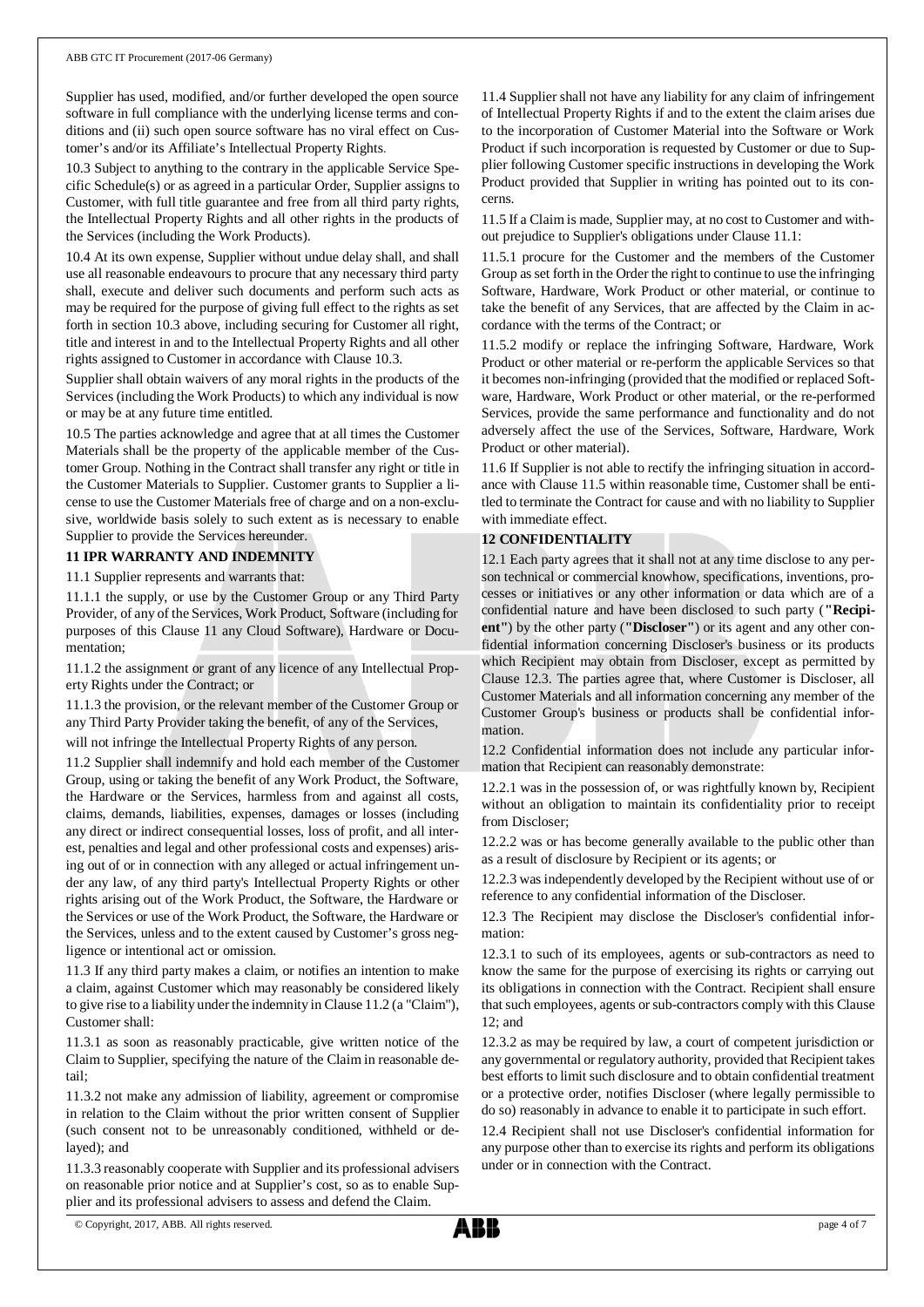Supplier has used, modified, and/or further developed the open source software in full compliance with the underlying license terms and conditions and (ii) such open source software has no viral effect on Customer's and/or its Affiliate's Intellectual Property Rights.

10.3 Subject to anything to the contrary in the applicable Service Specific Schedule(s) or as agreed in a particular Order, Supplier assigns to Customer, with full title guarantee and free from all third party rights, the Intellectual Property Rights and all other rights in the products of the Services (including the Work Products).

10.4 At its own expense, Supplier without undue delay shall, and shall use all reasonable endeavours to procure that any necessary third party shall, execute and deliver such documents and perform such acts as may be required for the purpose of giving full effect to the rights as set forth in section 10.3 above, including securing for Customer all right, title and interest in and to the Intellectual Property Rights and all other rights assigned to Customer in accordance with Clause 10.3.

Supplier shall obtain waivers of any moral rights in the products of the Services (including the Work Products) to which any individual is now or may be at any future time entitled.

10.5 The parties acknowledge and agree that at all times the Customer Materials shall be the property of the applicable member of the Customer Group. Nothing in the Contract shall transfer any right or title in the Customer Materials to Supplier. Customer grants to Supplier a license to use the Customer Materials free of charge and on a non-exclusive, worldwide basis solely to such extent as is necessary to enable Supplier to provide the Services hereunder.

## 11 IPR WARRANTY AND INDEMNITY

11.1 Supplier represents and warrants that:

11.1.1 the supply, or use by the Customer Group or any Third Party Provider, of any of the Services, Work Product, Software (including for purposes of this Clause 11 any Cloud Software), Hardware or Documentation;

11.1.2 the assignment or grant of any licence of any Intellectual Property Rights under the Contract; or

11.1.3 the provision, or the relevant member of the Customer Group or any Third Party Provider taking the benefit, of any of the Services,

will not infringe the Intellectual Property Rights of any person.

11.2 Supplier shall indemnify and hold each member of the Customer Group, using or taking the benefit of any Work Product, the Software, the Hardware or the Services, harmless from and against all costs, claims, demands, liabilities, expenses, damages or losses (including any direct or indirect consequential losses, loss of profit, and all interest, penalties and legal and other professional costs and expenses) arising out of or in connection with any alleged or actual infringement under any law, of any third party's Intellectual Property Rights or other rights arising out of the Work Product, the Software, the Hardware or the Services or use of the Work Product, the Software, the Hardware or the Services, unless and to the extent caused by Customer's gross negligence or intentional act or omission.

11.3 If any third party makes a claim, or notifies an intention to make a claim, against Customer which may reasonably be considered likely to give rise to a liability under the indemnity in Clause 11.2 (a "Claim"), Customer shall:

11.3.1 as soon as reasonably practicable, give written notice of the Claim to Supplier, specifying the nature of the Claim in reasonable detail;

11.3.2 not make any admission of liability, agreement or compromise in relation to the Claim without the prior written consent of Supplier (such consent not to be unreasonably conditioned, withheld or delayed); and

11.3.3 reasonably cooperate with Supplier and its professional advisers on reasonable prior notice and at Supplier's cost, so as to enable Supplier and its professional advisers to assess and defend the Claim.

11.4 Supplier shall not have any liability for any claim of infringement of Intellectual Property Rights if and to the extent the claim arises due to the incorporation of Customer Material into the Software or Work Product if such incorporation is requested by Customer or due to Supplier following Customer specific instructions in developing the Work Product provided that Supplier in writing has pointed out to its concerns.

11.5 If a Claim is made, Supplier may, at no cost to Customer and without prejudice to Supplier's obligations under Clause 11.1:

11.5.1 procure for the Customer and the members of the Customer Group as set forth in the Order the right to continue to use the infringing Software, Hardware, Work Product or other material, or continue to take the benefit of any Services, that are affected by the Claim in accordance with the terms of the Contract; or

11.5.2 modify or replace the infringing Software, Hardware, Work Product or other material or re-perform the applicable Services so that it becomes non-infringing (provided that the modified or replaced Software, Hardware, Work Product or other material, or the re-performed Services, provide the same performance and functionality and do not adversely affect the use of the Services, Software, Hardware, Work Product or other material).

11.6 If Supplier is not able to rectify the infringing situation in accordance with Clause 11.5 within reasonable time, Customer shall be entitled to terminate the Contract for cause and with no liability to Supplier with immediate effect.

## 12 CONFIDENTIALITY

12.1 Each party agrees that it shall not at any time disclose to any person technical or commercial knowhow, specifications, inventions, processes or initiatives or any other information or data which are of a confidential nature and have been disclosed to such party (**"Recipient"**) by the other party (**"Discloser"**) or its agent and any other confidential information concerning Discloser's business or its products which Recipient may obtain from Discloser, except as permitted by Clause 12.3. The parties agree that, where Customer is Discloser, all Customer Materials and all information concerning any member of the Customer Group's business or products shall be confidential information.

12.2 Confidential information does not include any particular information that Recipient can reasonably demonstrate:

12.2.1 was in the possession of, or was rightfully known by, Recipient without an obligation to maintain its confidentiality prior to receipt from Discloser;

12.2.2 was or has become generally available to the public other than as a result of disclosure by Recipient or its agents; or

12.2.3 was independently developed by the Recipient without use of or reference to any confidential information of the Discloser.

12.3 The Recipient may disclose the Discloser's confidential information:

12.3.1 to such of its employees, agents or sub-contractors as need to know the same for the purpose of exercising its rights or carrying out its obligations in connection with the Contract. Recipient shall ensure that such employees, agents or sub-contractors comply with this Clause 12; and

12.3.2 as may be required by law, a court of competent jurisdiction or any governmental or regulatory authority, provided that Recipient takes best efforts to limit such disclosure and to obtain confidential treatment or a protective order, notifies Discloser (where legally permissible to do so) reasonably in advance to enable it to participate in such effort.

12.4 Recipient shall not use Discloser's confidential information for any purpose other than to exercise its rights and perform its obligations under or in connection with the Contract.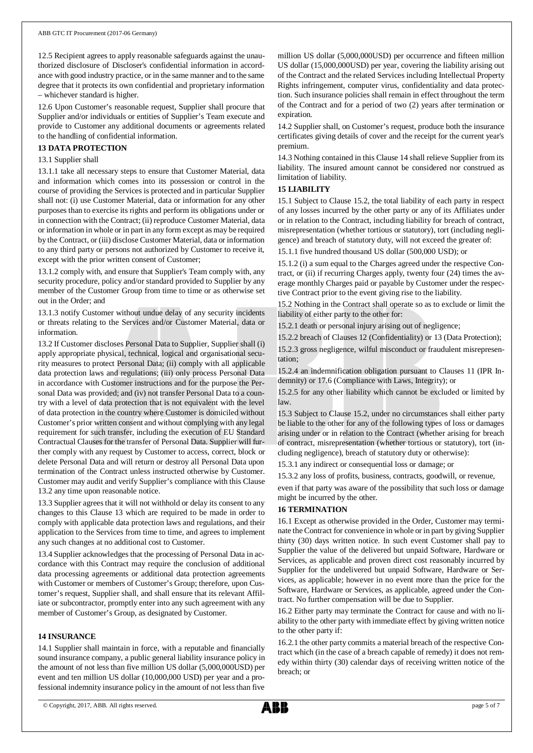12.5 Recipient agrees to apply reasonable safeguards against the unauthorized disclosure of Discloser's confidential information in accordance with good industry practice, or in the same manner and to the same degree that it protects its own confidential and proprietary information – whichever standard is higher.

12.6 Upon Customer's reasonable request, Supplier shall procure that Supplier and/or individuals or entities of Supplier's Team execute and provide to Customer any additional documents or agreements related to the handling of confidential information.

**13 DATA PROTECTION**

13.1 Supplier shall

13.1.1 take all necessary steps to ensure that Customer Material, data and information which comes into its possession or control in the course of providing the Services is protected and in particular Supplier shall not: (i) use Customer Material, data or information for any other purposes than to exercise its rights and perform its obligations under or in connection with the Contract; (ii) reproduce Customer Material, data or information in whole or in part in any form except as may be required by the Contract, or (iii) disclose Customer Material, data or information to any third party or persons not authorized by Customer to receive it, except with the prior written consent of Customer;

13.1.2 comply with, and ensure that Supplier's Team comply with, any security procedure, policy and/or standard provided to Supplier by any member of the Customer Group from time to time or as otherwise set out in the Order; and

13.1.3 notify Customer without undue delay of any security incidents or threats relating to the Services and/or Customer Material, data or information.

13.2 If Customer discloses Personal Data to Supplier, Supplier shall (i) apply appropriate physical, technical, logical and organisational security measures to protect Personal Data; (ii) comply with all applicable data protection laws and regulations; (iii) only process Personal Data in accordance with Customer instructions and for the purpose the Personal Data was provided; and (iv) not transfer Personal Data to a country with a level of data protection that is not equivalent with the level of data protection in the country where Customer is domiciled without Customer's prior written consent and without complying with any legal requirement for such transfer, including the execution of EU Standard Contractual Clauses for the transfer of Personal Data. Supplier will further comply with any request by Customer to access, correct, block or delete Personal Data and will return or destroy all Personal Data upon termination of the Contract unless instructed otherwise by Customer. Customer may audit and verify Supplier's compliance with this Clause 13.2 any time upon reasonable notice.

13.3 Supplier agrees that it will not withhold or delay its consent to any changes to this Clause 13 which are required to be made in order to comply with applicable data protection laws and regulations, and their application to the Services from time to time, and agrees to implement any such changes at no additional cost to Customer.

13.4 Supplier acknowledges that the processing of Personal Data in accordance with this Contract may require the conclusion of additional data processing agreements or additional data protection agreements with Customer or members of Customer's Group; therefore, upon Customer's request, Supplier shall, and shall ensure that its relevant Affiliate or subcontractor, promptly enter into any such agreement with any member of Customer's Group, as designated by Customer.

**14 INSURANCE**

14.1 Supplier shall maintain in force, with a reputable and financially sound insurance company, a public general liability insurance policy in the amount of not less than five million US dollar (5,000,000USD) per event and ten million US dollar (10,000,000 USD) per year and a professional indemnity insurance policy in the amount of not less than five million US dollar (5,000,000USD) per occurrence and fifteen million US dollar (15,000,000USD) per year, covering the liability arising out of the Contract and the related Services including Intellectual Property Rights infringement, computer virus, confidentiality and data protection. Such insurance policies shall remain in effect throughout the term of the Contract and for a period of two (2) years after termination or expiration.

14.2 Supplier shall, on Customer's request, produce both the insurance certificates giving details of cover and the receipt for the current year's premium.

14.3 Nothing contained in this Clause 14 shall relieve Supplier from its liability. The insured amount cannot be considered nor construed as limitation of liability.

**15 LIABILITY**

15.1 Subject to Clause 15.2, the total liability of each party in respect of any losses incurred by the other party or any of its Affiliates under or in relation to the Contract, including liability for breach of contract, misrepresentation (whether tortious or statutory), tort (including negligence) and breach of statutory duty, will not exceed the greater of:

15.1.1 five hundred thousand US dollar (500,000 USD); or

15.1.2 (i) a sum equal to the Charges agreed under the respective Contract, or (ii) if recurring Charges apply, twenty four (24) times the average monthly Charges paid or payable by Customer under the respective Contract prior to the event giving rise to the liability.

15.2 Nothing in the Contract shall operate so as to exclude or limit the liability of either party to the other for:

15.2.1 death or personal injury arising out of negligence;

15.2.2 breach of Clauses 12 (Confidentiality) or 13 (Data Protection);

15.2.3 gross negligence, wilful misconduct or fraudulent misrepresentation;

15.2.4 an indemnification obligation pursuant to Clauses 11 (IPR Indemnity) or 17.6 (Compliance with Laws, Integrity); or

15.2.5 for any other liability which cannot be excluded or limited by law.

15.3 Subject to Clause 15.2, under no circumstances shall either party be liable to the other for any of the following types of loss or damages arising under or in relation to the Contract (whether arising for breach of contract, misrepresentation (whether tortious or statutory), tort (including negligence), breach of statutory duty or otherwise):

15.3.1 any indirect or consequential loss or damage; or

15.3.2 any loss of profits, business, contracts, goodwill, or revenue,

even if that party was aware of the possibility that such loss or damage might be incurred by the other.

**16 TERMINATION**

16.1 Except as otherwise provided in the Order, Customer may terminate the Contract for convenience in whole or in part by giving Supplier thirty (30) days written notice. In such event Customer shall pay to Supplier the value of the delivered but unpaid Software, Hardware or Services, as applicable and proven direct cost reasonably incurred by Supplier for the undelivered but unpaid Software, Hardware or Services, as applicable; however in no event more than the price for the Software, Hardware or Services, as applicable, agreed under the Contract. No further compensation will be due to Supplier.

16.2 Either party may terminate the Contract for cause and with no liability to the other party with immediate effect by giving written notice to the other party if:

16.2.1 the other party commits a material breach of the respective Contract which (in the case of a breach capable of remedy) it does not remedy within thirty (30) calendar days of receiving written notice of the breach; or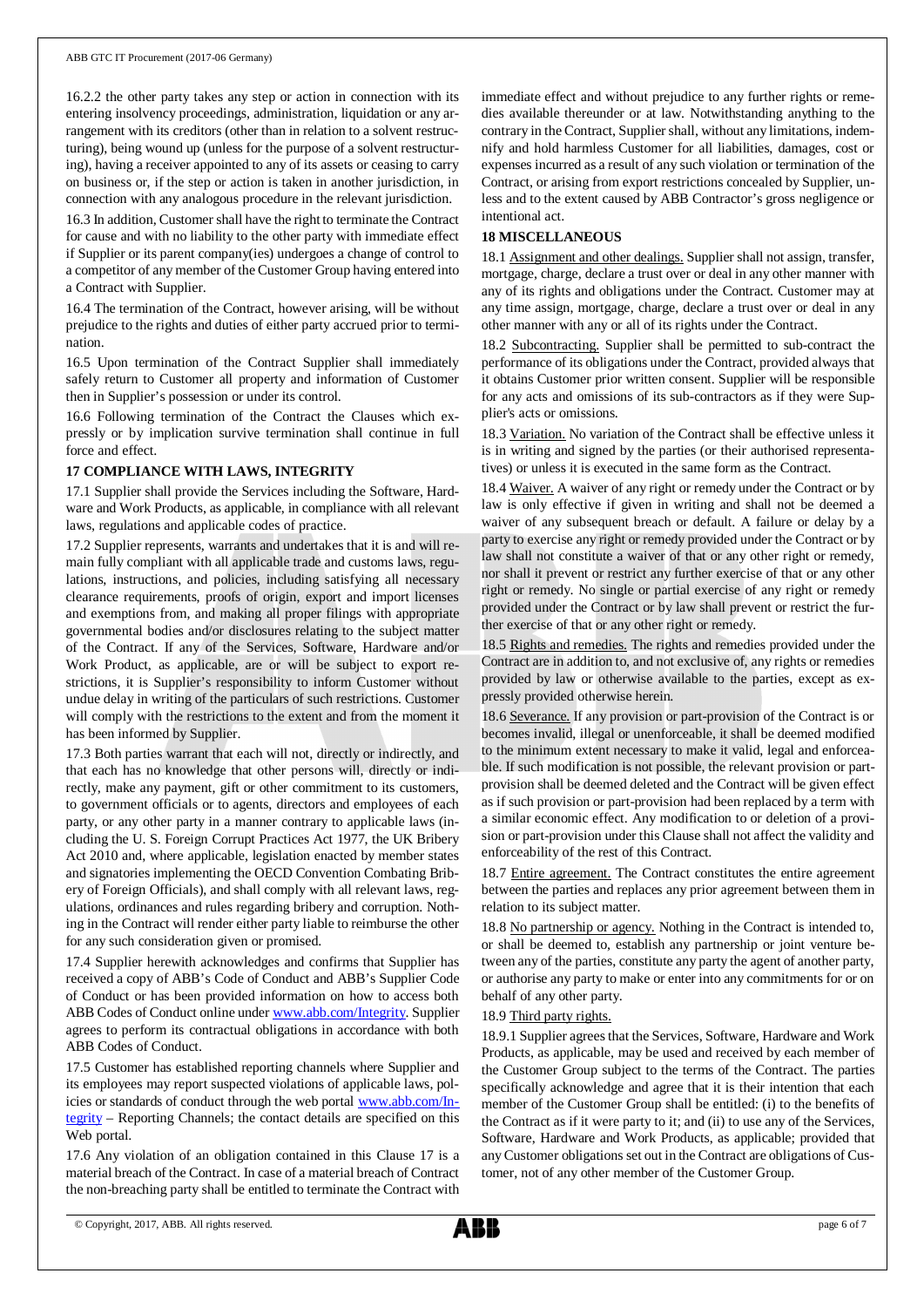16.2.2 the other party takes any step or action in connection with its entering insolvency proceedings, administration, liquidation or any arrangement with its creditors (other than in relation to a solvent restructuring), being wound up (unless for the purpose of a solvent restructuring), having a receiver appointed to any of its assets or ceasing to carry on business or, if the step or action is taken in another jurisdiction, in connection with any analogous procedure in the relevant jurisdiction.

16.3 In addition, Customer shall have the right to terminate the Contract for cause and with no liability to the other party with immediate effect if Supplier or its parent company(ies) undergoes a change of control to a competitor of any member of the Customer Group having entered into a Contract with Supplier.

16.4 The termination of the Contract, however arising, will be without prejudice to the rights and duties of either party accrued prior to termination.

16.5 Upon termination of the Contract Supplier shall immediately safely return to Customer all property and information of Customer then in Supplier's possession or under its control.

16.6 Following termination of the Contract the Clauses which expressly or by implication survive termination shall continue in full force and effect.

## 17 COMPLIANCE WITH LAWS, INTEGRITY

17.1 Supplier shall provide the Services including the Software, Hardware and Work Products, as applicable, in compliance with all relevant laws, regulations and applicable codes of practice.

17.2 Supplier represents, warrants and undertakes that it is and will remain fully compliant with all applicable trade and customs laws, regulations, instructions, and policies, including satisfying all necessary clearance requirements, proofs of origin, export and import licenses and exemptions from, and making all proper filings with appropriate governmental bodies and/or disclosures relating to the subject matter of the Contract. If any of the Services, Software, Hardware and/or Work Product, as applicable, are or will be subject to export restrictions, it is Supplier's responsibility to inform Customer without undue delay in writing of the particulars of such restrictions. Customer will comply with the restrictions to the extent and from the moment it has been informed by Supplier.

17.3 Both parties warrant that each will not, directly or indirectly, and that each has no knowledge that other persons will, directly or indirectly, make any payment, gift or other commitment to its customers, to government officials or to agents, directors and employees of each party, or any other party in a manner contrary to applicable laws (including the U. S. Foreign Corrupt Practices Act 1977, the UK Bribery Act 2010 and, where applicable, legislation enacted by member states and signatories implementing the OECD Convention Combating Bribery of Foreign Officials), and shall comply with all relevant laws, regulations, ordinances and rules regarding bribery and corruption. Nothing in the Contract will render either party liable to reimburse the other for any such consideration given or promised.

17.4 Supplier herewith acknowledges and confirms that Supplier has received a copy of ABB's Code of Conduct and ABB's Supplier Code of Conduct or has been provided information on how to access both ABB Codes of Conduct online under www.abb.com/Integrity. Supplier agrees to perform its contractual obligations in accordance with both ABB Codes of Conduct.

17.5 Customer has established reporting channels where Supplier and its employees may report suspected violations of applicable laws, policies or standards of conduct through the web portal www.abb.com/Integrity – Reporting Channels; the contact details are specified on this Web portal.

17.6 Any violation of an obligation contained in this Clause 17 is a material breach of the Contract. In case of a material breach of Contract the non-breaching party shall be entitled to terminate the Contract with immediate effect and without prejudice to any further rights or remedies available thereunder or at law. Notwithstanding anything to the contrary in the Contract, Supplier shall, without any limitations, indemnify and hold harmless Customer for all liabilities, damages, cost or expenses incurred as a result of any such violation or termination of the Contract, or arising from export restrictions concealed by Supplier, unless and to the extent caused by ABB Contractor's gross negligence or intentional act.

## 18 MISCELLANEOUS

18.1 Assignment and other dealings. Supplier shall not assign, transfer, mortgage, charge, declare a trust over or deal in any other manner with any of its rights and obligations under the Contract. Customer may at any time assign, mortgage, charge, declare a trust over or deal in any other manner with any or all of its rights under the Contract.

18.2 Subcontracting. Supplier shall be permitted to sub-contract the performance of its obligations under the Contract, provided always that it obtains Customer prior written consent. Supplier will be responsible for any acts and omissions of its sub-contractors as if they were Supplier's acts or omissions.

18.3 Variation. No variation of the Contract shall be effective unless it is in writing and signed by the parties (or their authorised representatives) or unless it is executed in the same form as the Contract.

18.4 Waiver. A waiver of any right or remedy under the Contract or by law is only effective if given in writing and shall not be deemed a waiver of any subsequent breach or default. A failure or delay by a party to exercise any right or remedy provided under the Contract or by law shall not constitute a waiver of that or any other right or remedy, nor shall it prevent or restrict any further exercise of that or any other right or remedy. No single or partial exercise of any right or remedy provided under the Contract or by law shall prevent or restrict the further exercise of that or any other right or remedy.

18.5 Rights and remedies. The rights and remedies provided under the Contract are in addition to, and not exclusive of, any rights or remedies provided by law or otherwise available to the parties, except as expressly provided otherwise herein.

18.6 Severance. If any provision or part-provision of the Contract is or becomes invalid, illegal or unenforceable, it shall be deemed modified to the minimum extent necessary to make it valid, legal and enforceable. If such modification is not possible, the relevant provision or part-provision shall be deemed deleted and the Contract will be given effect as if such provision or part-provision had been replaced by a term with a similar economic effect. Any modification to or deletion of a provision or part-provision under this Clause shall not affect the validity and enforceability of the rest of this Contract.

18.7 Entire agreement. The Contract constitutes the entire agreement between the parties and replaces any prior agreement between them in relation to its subject matter.

18.8 No partnership or agency. Nothing in the Contract is intended to, or shall be deemed to, establish any partnership or joint venture between any of the parties, constitute any party the agent of another party, or authorise any party to make or enter into any commitments for or on behalf of any other party.

18.9 Third party rights.

18.9.1 Supplier agrees that the Services, Software, Hardware and Work Products, as applicable, may be used and received by each member of the Customer Group subject to the terms of the Contract. The parties specifically acknowledge and agree that it is their intention that each member of the Customer Group shall be entitled: (i) to the benefits of the Contract as if it were party to it; and (ii) to use any of the Services, Software, Hardware and Work Products, as applicable; provided that any Customer obligations set out in the Contract are obligations of Customer, not of any other member of the Customer Group.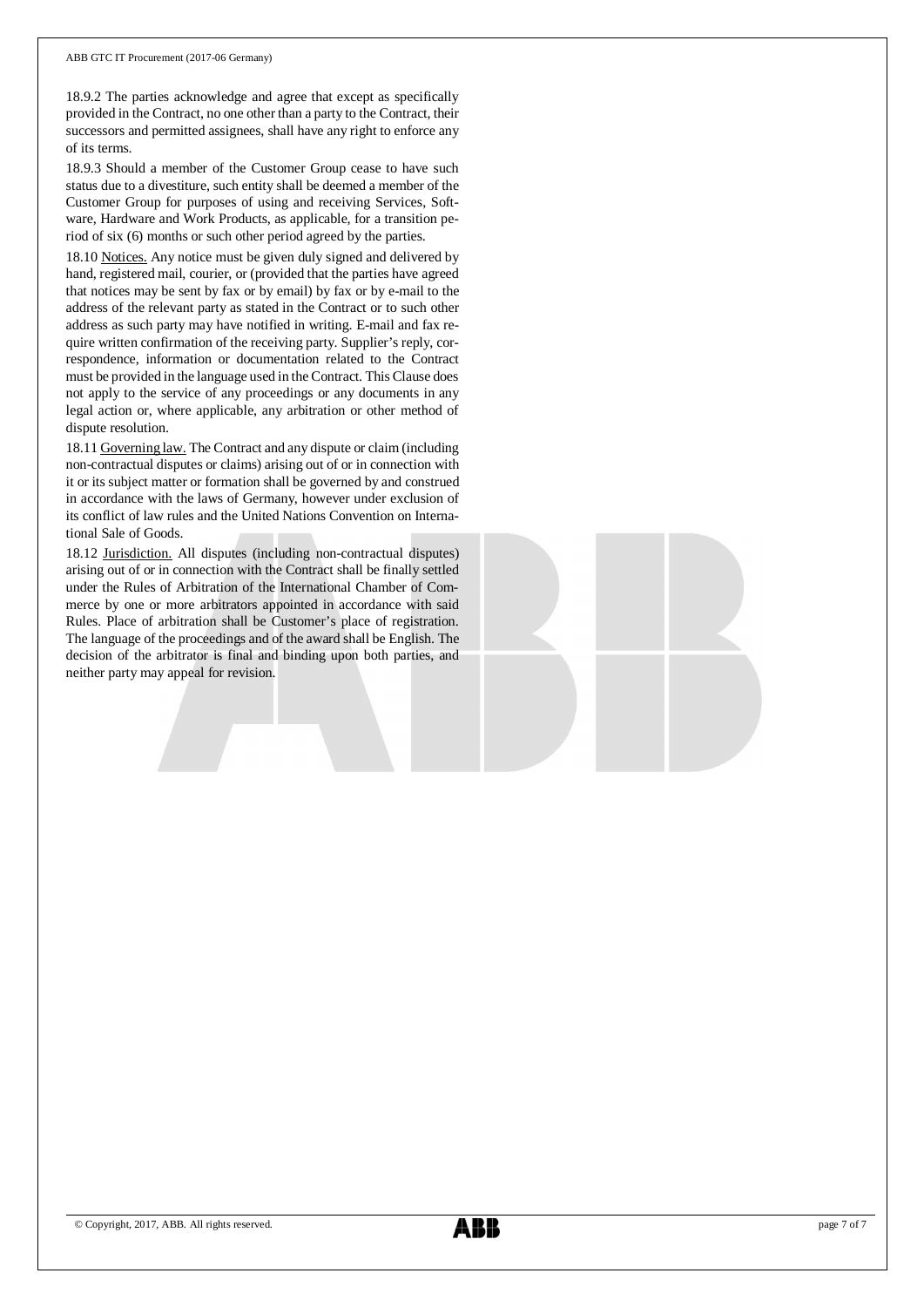18.9.2 The parties acknowledge and agree that except as specifically provided in the Contract, no one other than a party to the Contract, their successors and permitted assignees, shall have any right to enforce any of its terms.

18.9.3 Should a member of the Customer Group cease to have such status due to a divestiture, such entity shall be deemed a member of the Customer Group for purposes of using and receiving Services, Software, Hardware and Work Products, as applicable, for a transition period of six (6) months or such other period agreed by the parties.

18.10 Notices. Any notice must be given duly signed and delivered by hand, registered mail, courier, or (provided that the parties have agreed that notices may be sent by fax or by email) by fax or by e-mail to the address of the relevant party as stated in the Contract or to such other address as such party may have notified in writing. E-mail and fax require written confirmation of the receiving party. Supplier's reply, correspondence, information or documentation related to the Contract must be provided in the language used in the Contract. This Clause does not apply to the service of any proceedings or any documents in any legal action or, where applicable, any arbitration or other method of dispute resolution.

18.11 Governing law. The Contract and any dispute or claim (including non-contractual disputes or claims) arising out of or in connection with it or its subject matter or formation shall be governed by and construed in accordance with the laws of Germany, however under exclusion of its conflict of law rules and the United Nations Convention on International Sale of Goods.

18.12 Jurisdiction. All disputes (including non-contractual disputes) arising out of or in connection with the Contract shall be finally settled under the Rules of Arbitration of the International Chamber of Commerce by one or more arbitrators appointed in accordance with said Rules. Place of arbitration shall be Customer's place of registration. The language of the proceedings and of the award shall be English. The decision of the arbitrator is final and binding upon both parties, and neither party may appeal for revision.